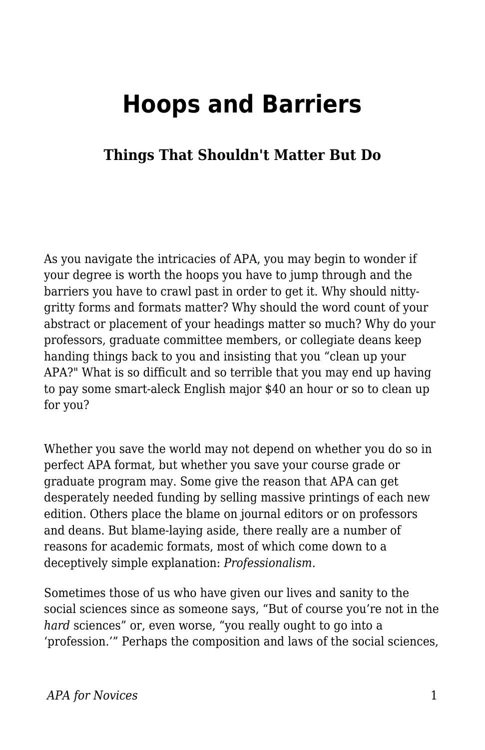# Hoops and Barriers

### Things That Shouldn't Matter But Do

As you navigate the intricacies of APA, you may begin to wonder if your degree is worth the hoops you have to jump through and the barriers you have to crawl past in order to get it. Why should nitty-gritty forms and formats matter? Why should the word count of your abstract or placement of your headings matter so much? Why do your professors, graduate committee members, or collegiate deans keep handing things back to you and insisting that you "clean up your APA?" What is so difficult and so terrible that you may end up having to pay some smart-aleck English major $40 an hour or so to clean up for you?

Whether you save the world may not depend on whether you do so in perfect APA format, but whether you save your course grade or graduate program may. Some give the reason that APA can get desperately needed funding by selling massive printings of each new edition. Others place the blame on journal editors or on professors and deans. But blame-laying aside, there really are a number of reasons for academic formats, most of which come down to a deceptively simple explanation: *Professionalism.*

Sometimes those of us who have given our lives and sanity to the social sciences since as someone says, "But of course you're not in the *hard* sciences" or, even worse, "you really ought to go into a 'profession.'" Perhaps the composition and laws of the social sciences,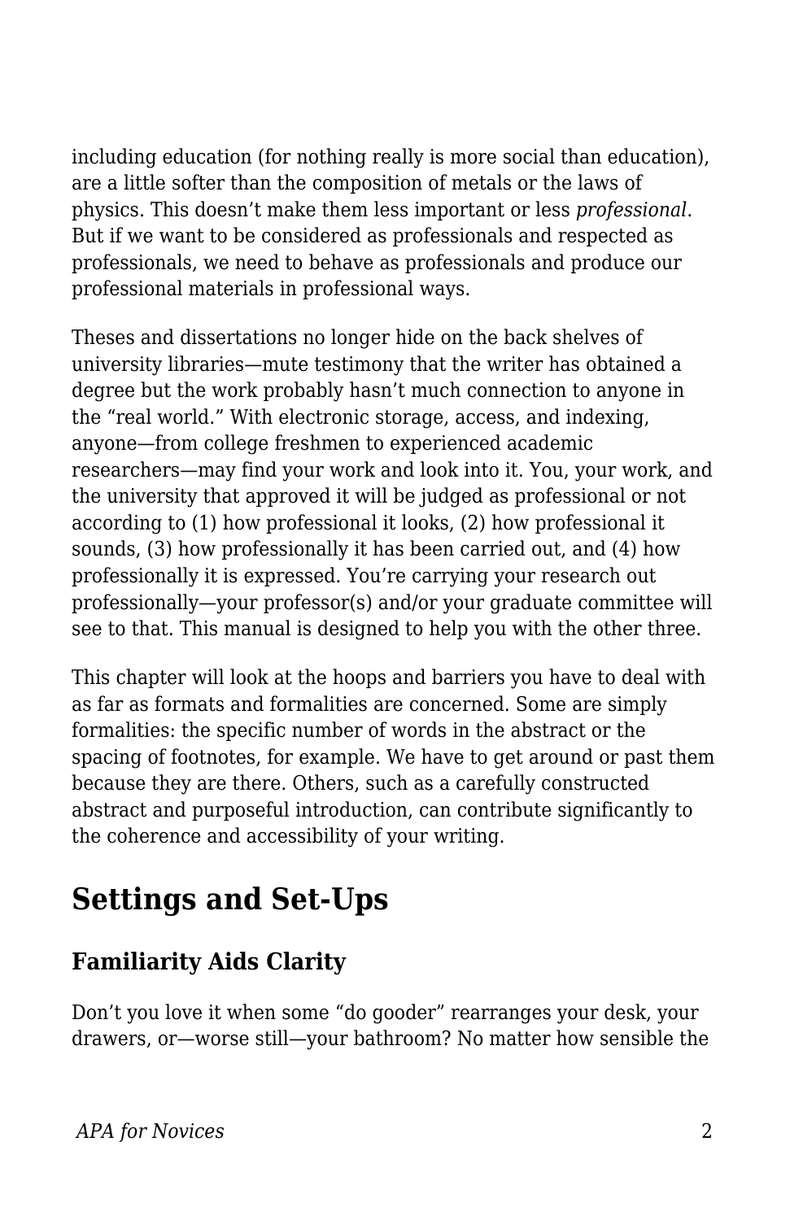including education (for nothing really is more social than education), are a little softer than the composition of metals or the laws of physics. This doesn't make them less important or less *professional*. But if we want to be considered as professionals and respected as professionals, we need to behave as professionals and produce our professional materials in professional ways.

Theses and dissertations no longer hide on the back shelves of university libraries—mute testimony that the writer has obtained a degree but the work probably hasn't much connection to anyone in the "real world." With electronic storage, access, and indexing, anyone—from college freshmen to experienced academic researchers—may find your work and look into it. You, your work, and the university that approved it will be judged as professional or not according to (1) how professional it looks, (2) how professional it sounds, (3) how professionally it has been carried out, and (4) how professionally it is expressed. You're carrying your research out professionally—your professor(s) and/or your graduate committee will see to that. This manual is designed to help you with the other three.

This chapter will look at the hoops and barriers you have to deal with as far as formats and formalities are concerned. Some are simply formalities: the specific number of words in the abstract or the spacing of footnotes, for example. We have to get around or past them because they are there. Others, such as a carefully constructed abstract and purposeful introduction, can contribute significantly to the coherence and accessibility of your writing.

## Settings and Set-Ups

### Familiarity Aids Clarity

Don't you love it when some "do gooder" rearranges your desk, your drawers, or—worse still—your bathroom? No matter how sensible the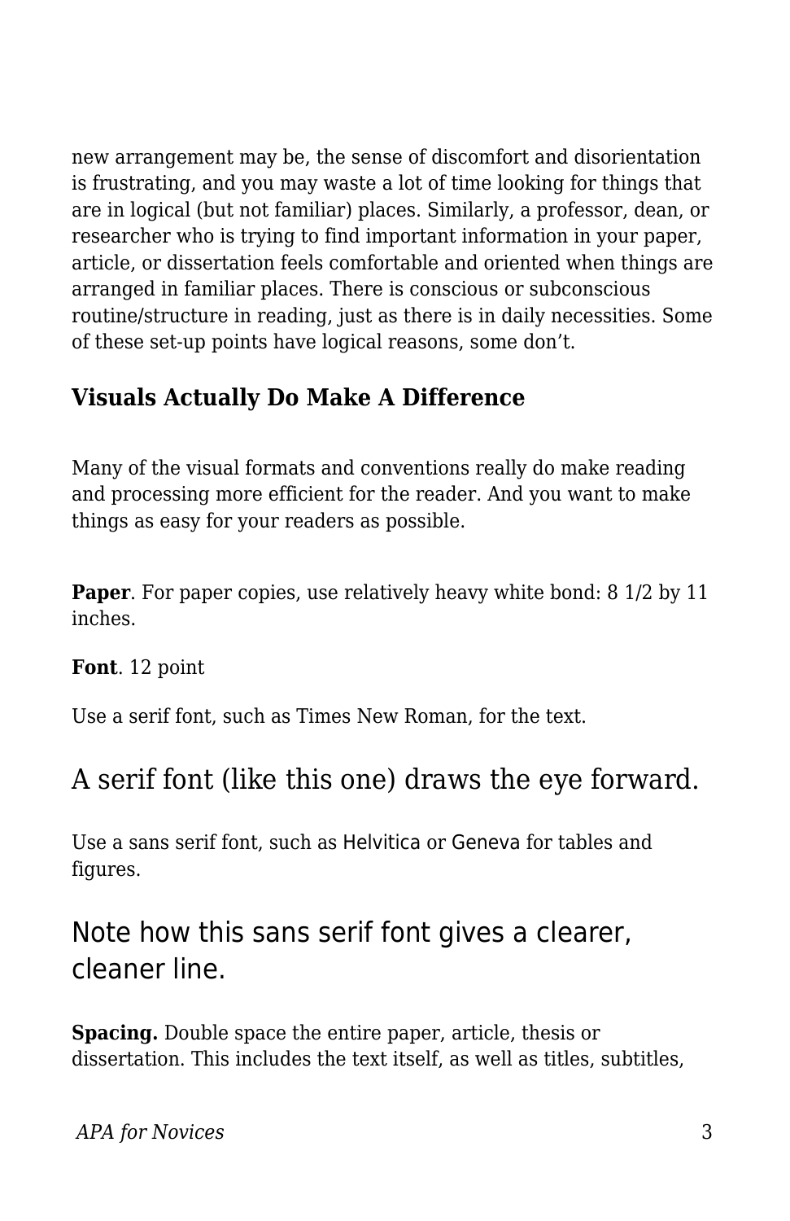new arrangement may be, the sense of discomfort and disorientation is frustrating, and you may waste a lot of time looking for things that are in logical (but not familiar) places. Similarly, a professor, dean, or researcher who is trying to find important information in your paper, article, or dissertation feels comfortable and oriented when things are arranged in familiar places. There is conscious or subconscious routine/structure in reading, just as there is in daily necessities. Some of these set-up points have logical reasons, some don't.

### Visuals Actually Do Make A Difference

Many of the visual formats and conventions really do make reading and processing more efficient for the reader. And you want to make things as easy for your readers as possible.

**Paper**. For paper copies, use relatively heavy white bond: 8 1/2 by 11 inches.

**Font**. 12 point

Use a serif font, such as Times New Roman, for the text.

## A serif font (like this one) draws the eye forward.

Use a sans serif font, such as Helvitica or Geneva for tables and figures.

## Note how this sans serif font gives a clearer, cleaner line.

**Spacing.** Double space the entire paper, article, thesis or dissertation. This includes the text itself, as well as titles, subtitles,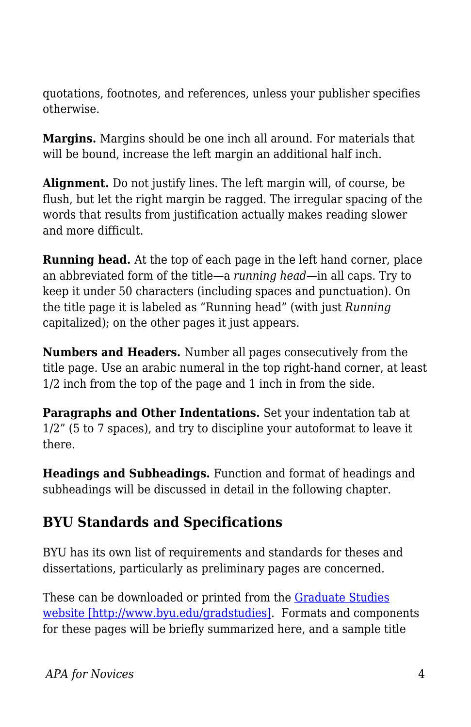quotations, footnotes, and references, unless your publisher specifies otherwise.

**Margins.** Margins should be one inch all around. For materials that will be bound, increase the left margin an additional half inch.

**Alignment.** Do not justify lines. The left margin will, of course, be flush, but let the right margin be ragged. The irregular spacing of the words that results from justification actually makes reading slower and more difficult.

**Running head.** At the top of each page in the left hand corner, place an abbreviated form of the title—a *running head*—in all caps. Try to keep it under 50 characters (including spaces and punctuation). On the title page it is labeled as "Running head" (with just *Running* capitalized); on the other pages it just appears.

**Numbers and Headers.** Number all pages consecutively from the title page. Use an arabic numeral in the top right-hand corner, at least 1/2 inch from the top of the page and 1 inch in from the side.

**Paragraphs and Other Indentations.** Set your indentation tab at 1/2" (5 to 7 spaces), and try to discipline your autoformat to leave it there.

**Headings and Subheadings.** Function and format of headings and subheadings will be discussed in detail in the following chapter.

## BYU Standards and Specifications

BYU has its own list of requirements and standards for theses and dissertations, particularly as preliminary pages are concerned.

These can be downloaded or printed from the [Graduate Studies website [http://www.byu.edu/gradstudies]](http://www.byu.edu/gradstudies). Formats and components for these pages will be briefly summarized here, and a sample title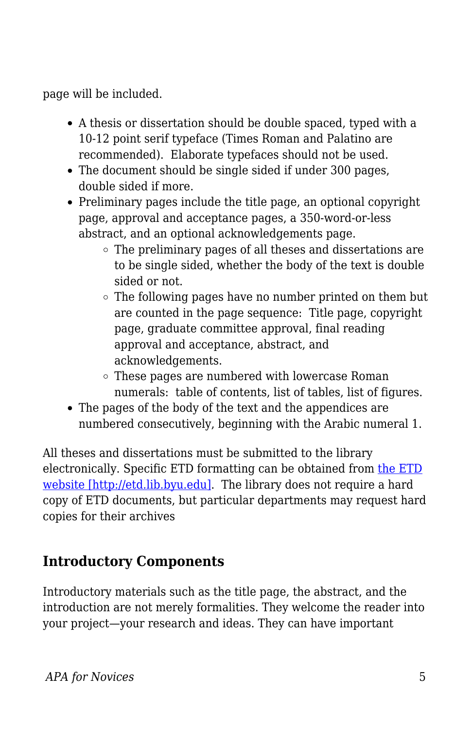page will be included.

- A thesis or dissertation should be double spaced, typed with a 10-12 point serif typeface (Times Roman and Palatino are recommended). Elaborate typefaces should not be used.
- The document should be single sided if under 300 pages, double sided if more.
- Preliminary pages include the title page, an optional copyright page, approval and acceptance pages, a 350-word-or-less abstract, and an optional acknowledgements page.
    - The preliminary pages of all theses and dissertations are to be single sided, whether the body of the text is double sided or not.
    - The following pages have no number printed on them but are counted in the page sequence: Title page, copyright page, graduate committee approval, final reading approval and acceptance, abstract, and acknowledgements.
    - These pages are numbered with lowercase Roman numerals: table of contents, list of tables, list of figures.
- The pages of the body of the text and the appendices are numbered consecutively, beginning with the Arabic numeral 1.

All theses and dissertations must be submitted to the library electronically. Specific ETD formatting can be obtained from [the ETD website [http://etd.lib.byu.edu]](http://etd.lib.byu.edu). The library does not require a hard copy of ETD documents, but particular departments may request hard copies for their archives

## Introductory Components

Introductory materials such as the title page, the abstract, and the introduction are not merely formalities. They welcome the reader into your project—your research and ideas. They can have important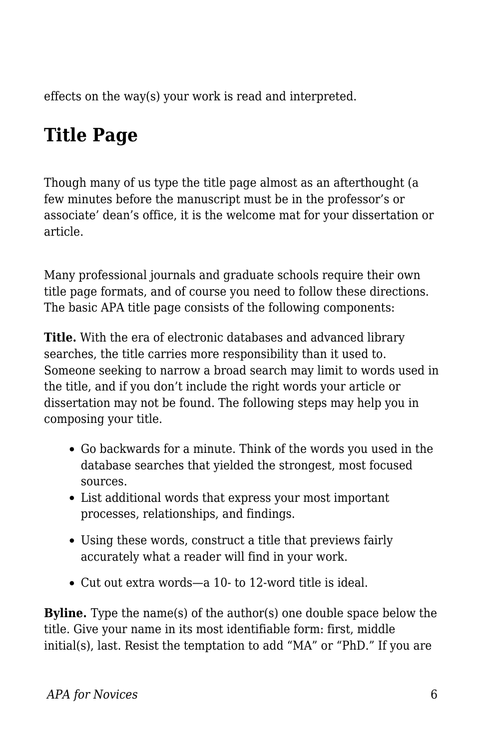effects on the way(s) your work is read and interpreted.

## Title Page

Though many of us type the title page almost as an afterthought (a few minutes before the manuscript must be in the professor's or associate' dean's office, it is the welcome mat for your dissertation or article.

Many professional journals and graduate schools require their own title page formats, and of course you need to follow these directions. The basic APA title page consists of the following components:

**Title.** With the era of electronic databases and advanced library searches, the title carries more responsibility than it used to. Someone seeking to narrow a broad search may limit to words used in the title, and if you don't include the right words your article or dissertation may not be found. The following steps may help you in composing your title.

- Go backwards for a minute. Think of the words you used in the database searches that yielded the strongest, most focused sources.
- List additional words that express your most important processes, relationships, and findings.
- Using these words, construct a title that previews fairly accurately what a reader will find in your work.
- Cut out extra words—a 10- to 12-word title is ideal.

**Byline.** Type the name(s) of the author(s) one double space below the title. Give your name in its most identifiable form: first, middle initial(s), last. Resist the temptation to add "MA" or "PhD." If you are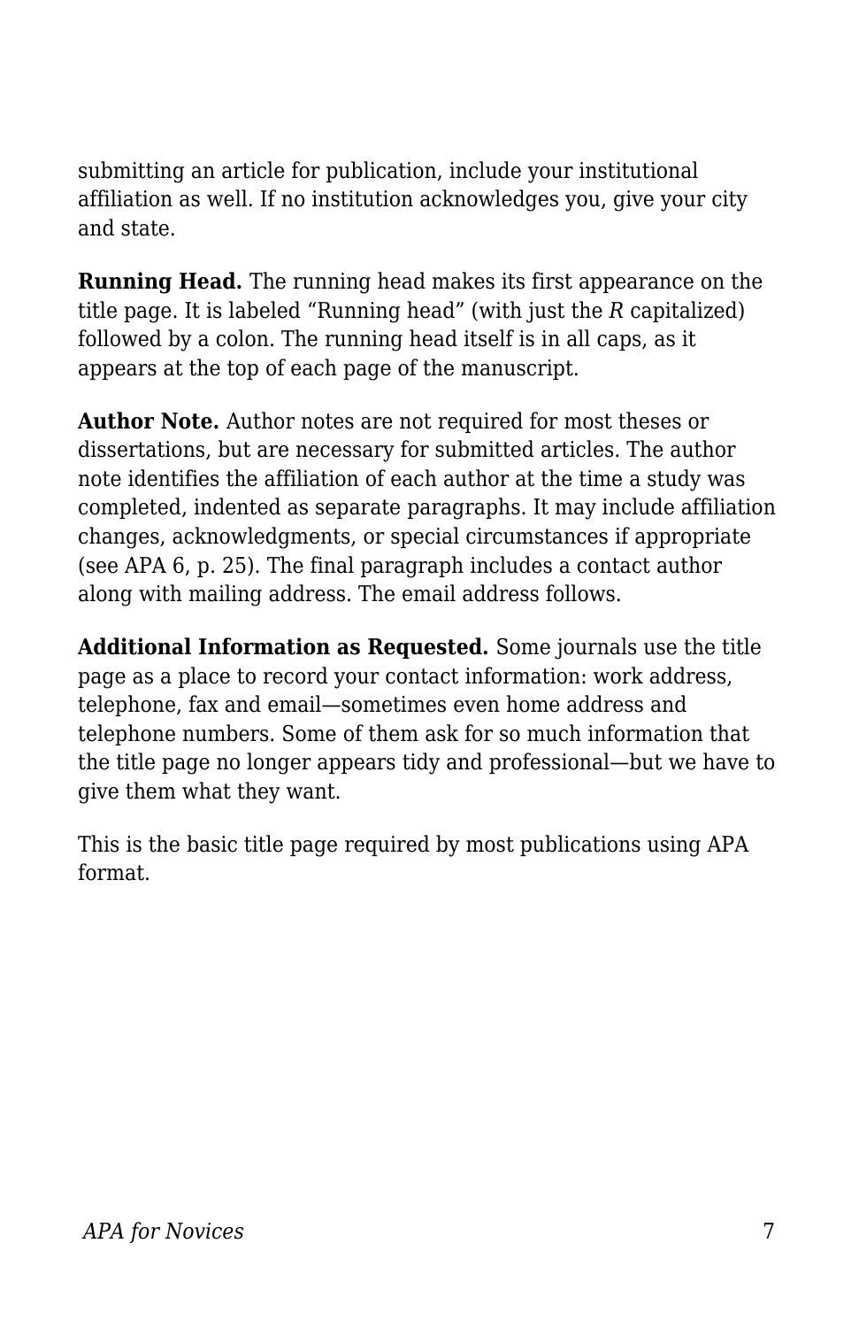submitting an article for publication, include your institutional affiliation as well. If no institution acknowledges you, give your city and state.

**Running Head.** The running head makes its first appearance on the title page. It is labeled "Running head" (with just the *R* capitalized) followed by a colon. The running head itself is in all caps, as it appears at the top of each page of the manuscript.

**Author Note.** Author notes are not required for most theses or dissertations, but are necessary for submitted articles. The author note identifies the affiliation of each author at the time a study was completed, indented as separate paragraphs. It may include affiliation changes, acknowledgments, or special circumstances if appropriate (see APA 6, p. 25). The final paragraph includes a contact author along with mailing address. The email address follows.

**Additional Information as Requested.** Some journals use the title page as a place to record your contact information: work address, telephone, fax and email—sometimes even home address and telephone numbers. Some of them ask for so much information that the title page no longer appears tidy and professional—but we have to give them what they want.

This is the basic title page required by most publications using APA format.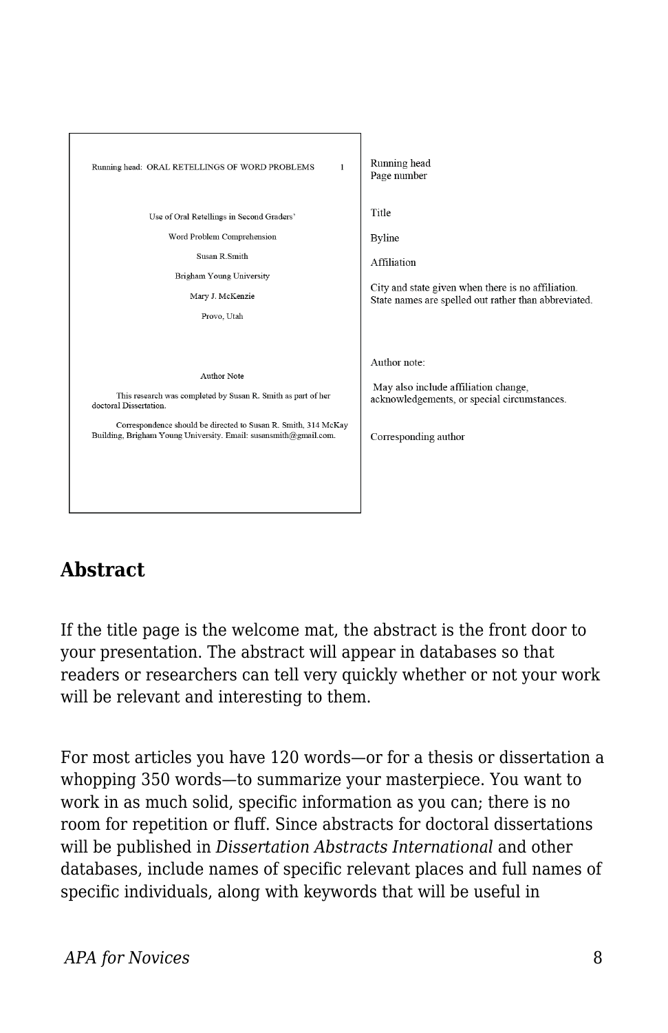Running head: ORAL RETELLINGS OF WORD PROBLEMS 1

Use of Oral Retellings in Second Graders'

Word Problem Comprehension

Susan R.Smith

Brigham Young University

Mary J. McKenzie

Provo, Utah

Author Note

This research was completed by Susan R. Smith as part of her doctoral Dissertation.

Correspondence should be directed to Susan R. Smith, 314 McKay Building, Brigham Young University. Email: susansmith@gmail.com.

Running head
Page number

Title

Byline

Affiliation

City and state given when there is no affiliation. State names are spelled out rather than abbreviated.

Author note:

May also include affiliation change, acknowledgements, or special circumstances.

Corresponding author

## Abstract

If the title page is the welcome mat, the abstract is the front door to your presentation. The abstract will appear in databases so that readers or researchers can tell very quickly whether or not your work will be relevant and interesting to them.

For most articles you have 120 words—or for a thesis or dissertation a whopping 350 words—to summarize your masterpiece. You want to work in as much solid, specific information as you can; there is no room for repetition or fluff. Since abstracts for doctoral dissertations will be published in *Dissertation Abstracts International* and other databases, include names of specific relevant places and full names of specific individuals, along with keywords that will be useful in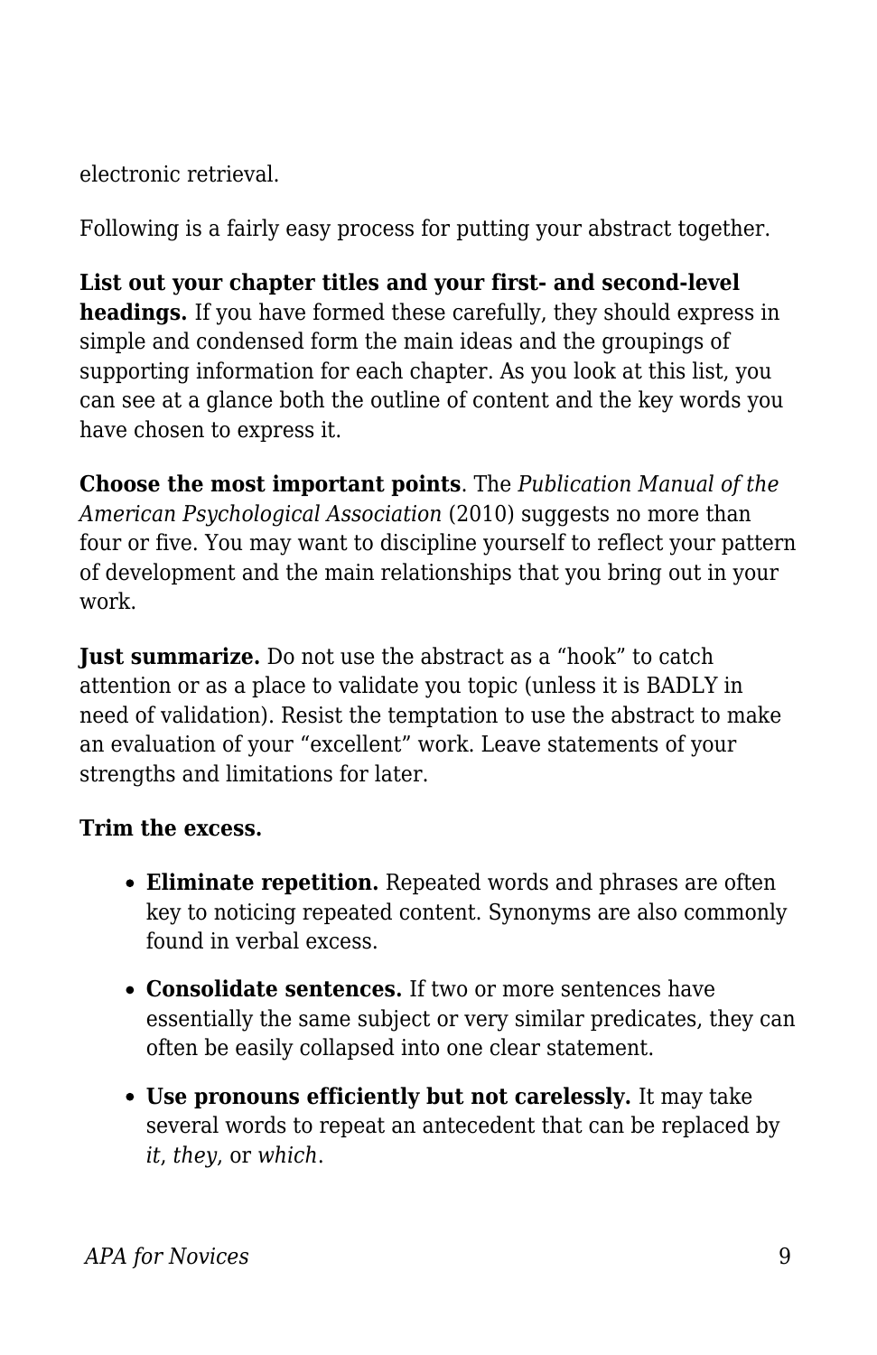electronic retrieval.

Following is a fairly easy process for putting your abstract together.

**List out your chapter titles and your first- and second-level headings.** If you have formed these carefully, they should express in simple and condensed form the main ideas and the groupings of supporting information for each chapter. As you look at this list, you can see at a glance both the outline of content and the key words you have chosen to express it.

**Choose the most important points**. The *Publication Manual of the American Psychological Association* (2010) suggests no more than four or five. You may want to discipline yourself to reflect your pattern of development and the main relationships that you bring out in your work.

**Just summarize.** Do not use the abstract as a “hook” to catch attention or as a place to validate you topic (unless it is BADLY in need of validation). Resist the temptation to use the abstract to make an evaluation of your “excellent” work. Leave statements of your strengths and limitations for later.

**Trim the excess.**

- **Eliminate repetition.** Repeated words and phrases are often key to noticing repeated content. Synonyms are also commonly found in verbal excess.
- **Consolidate sentences.** If two or more sentences have essentially the same subject or very similar predicates, they can often be easily collapsed into one clear statement.
- **Use pronouns efficiently but not carelessly.** It may take several words to repeat an antecedent that can be replaced by *it*, *they*, or *which*.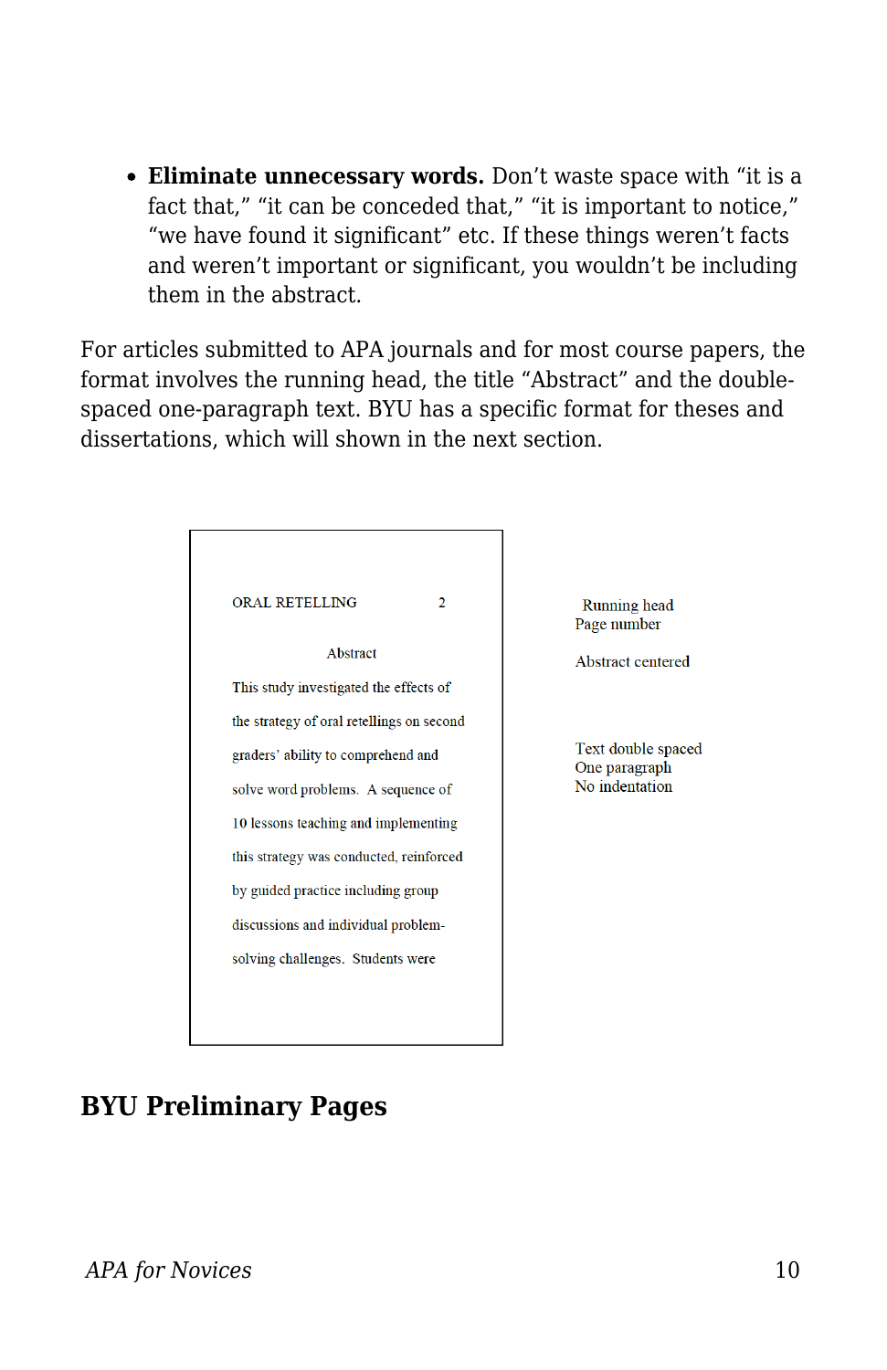- **Eliminate unnecessary words.** Don't waste space with "it is a fact that," "it can be conceded that," "it is important to notice," "we have found it significant" etc. If these things weren't facts and weren't important or significant, you wouldn't be including them in the abstract.

For articles submitted to APA journals and for most course papers, the format involves the running head, the title "Abstract" and the double-spaced one-paragraph text. BYU has a specific format for theses and dissertations, which will shown in the next section.

ORAL RETELLING 2

Abstract

This study investigated the effects of the strategy of oral retellings on second graders' ability to comprehend and solve word problems. A sequence of 10 lessons teaching and implementing this strategy was conducted, reinforced by guided practice including group discussions and individual problem-solving challenges. Students were

Running head
Page number

Abstract centered

Text double spaced
One paragraph
No indentation

## BYU Preliminary Pages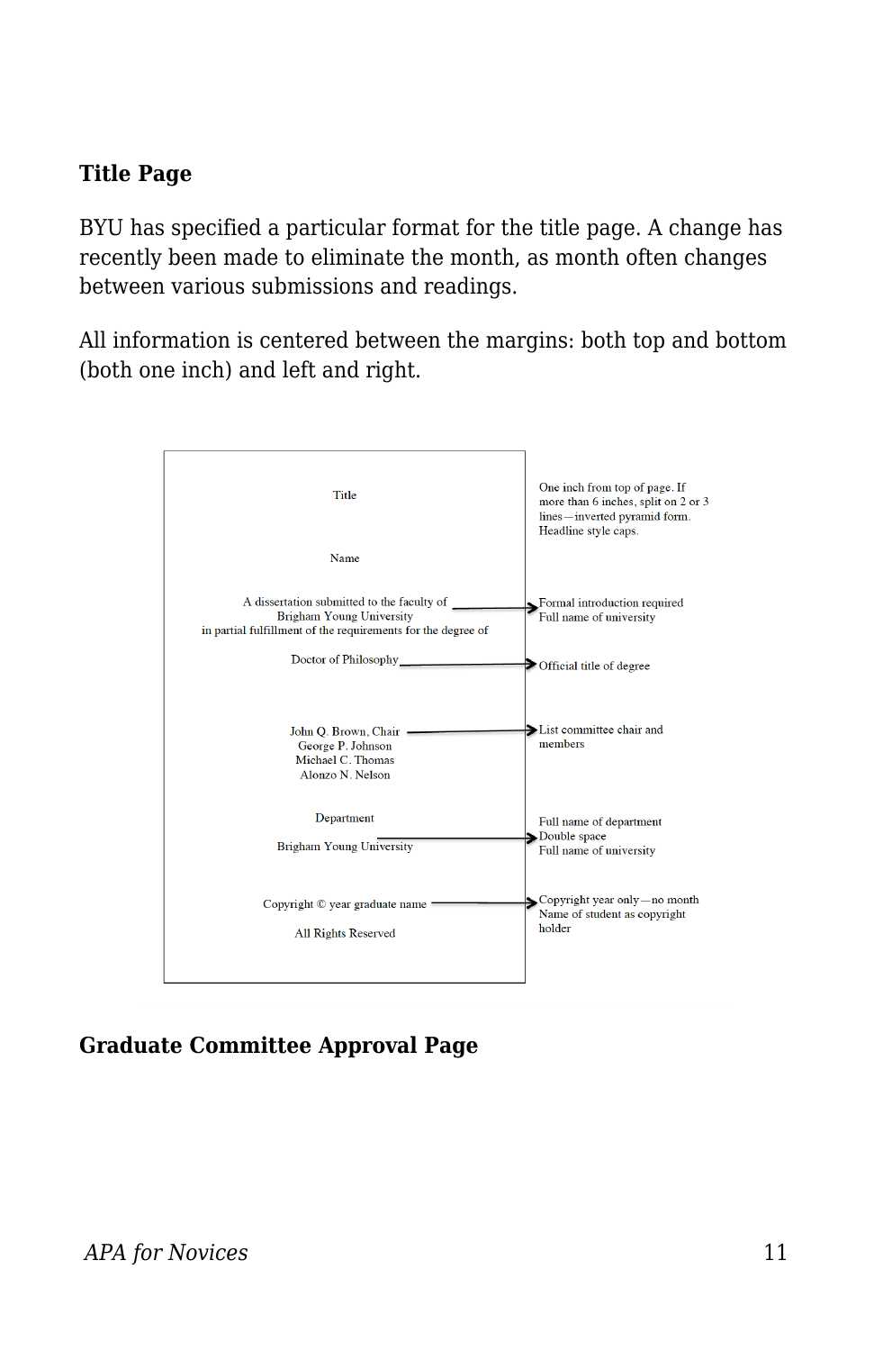### Title Page

BYU has specified a particular format for the title page. A change has recently been made to eliminate the month, as month often changes between various submissions and readings.

All information is centered between the margins: both top and bottom (both one inch) and left and right.

Title

Name

A dissertation submitted to the faculty of
Brigham Young University
in partial fulfillment of the requirements for the degree of

Doctor of Philosophy

John Q. Brown, Chair
George P. Johnson
Michael C. Thomas
Alonzo N. Nelson

Department

Brigham Young University

Copyright © year graduate name

All Rights Reserved

One inch from top of page. If more than 6 inches, split on 2 or 3 lines—inverted pyramid form. Headline style caps.

Formal introduction required
Full name of university

Official title of degree

List committee chair and members

Full name of department
Double space
Full name of university

Copyright year only—no month
Name of student as copyright holder

### Graduate Committee Approval Page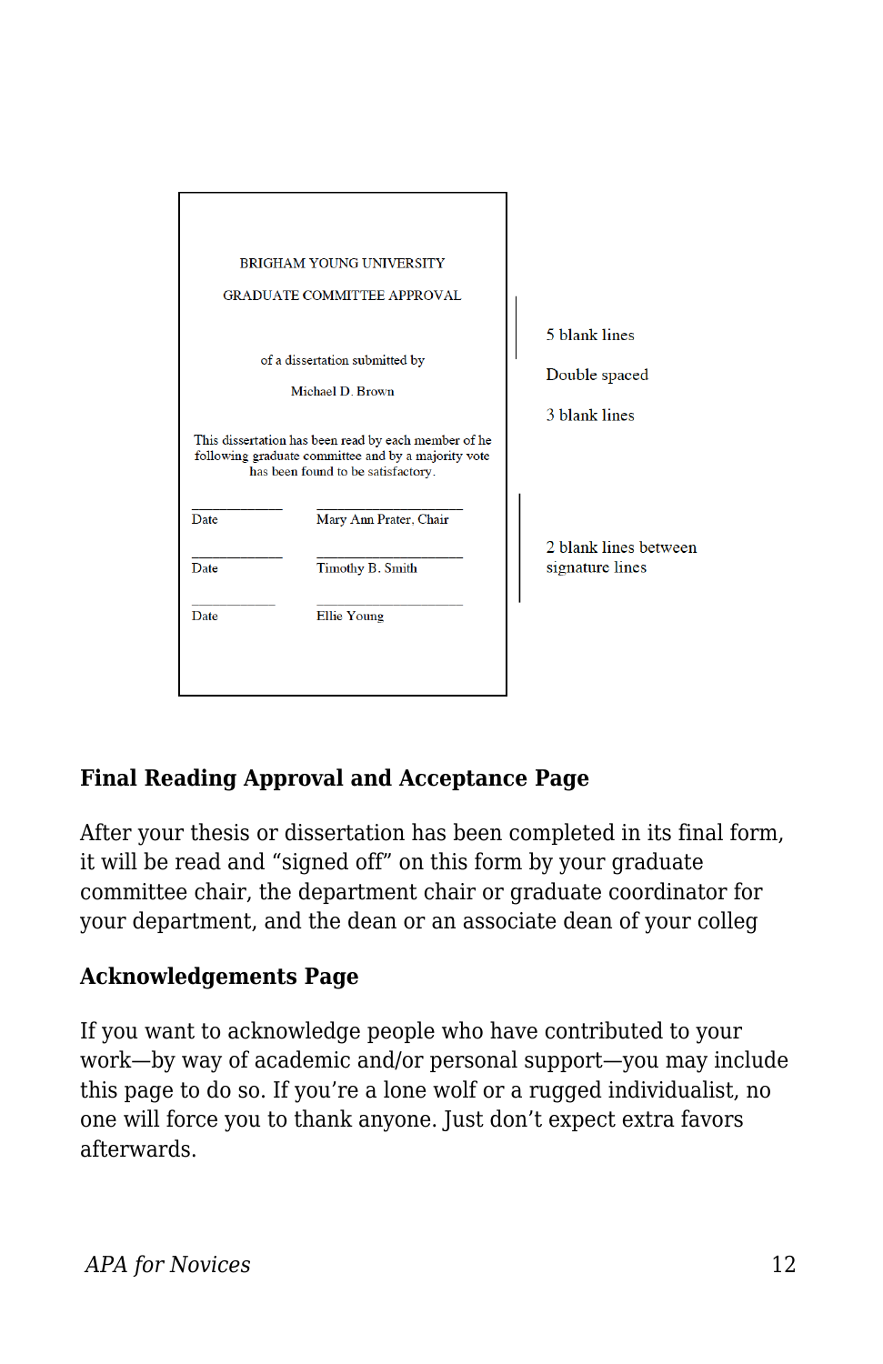BRIGHAM YOUNG UNIVERSITY

GRADUATE COMMITTEE APPROVAL

of a dissertation submitted by

Michael D. Brown

This dissertation has been read by each member of he following graduate committee and by a majority vote has been found to be satisfactory.

| | |
|---|---|
| Date | Mary Ann Prater, Chair |
| Date | Timothy B. Smith |
| Date | Ellie Young |

5 blank lines

Double spaced

3 blank lines

2 blank lines between signature lines

**Final Reading Approval and Acceptance Page**

After your thesis or dissertation has been completed in its final form, it will be read and "signed off" on this form by your graduate committee chair, the department chair or graduate coordinator for your department, and the dean or an associate dean of your colleg

**Acknowledgements Page**

If you want to acknowledge people who have contributed to your work—by way of academic and/or personal support—you may include this page to do so. If you're a lone wolf or a rugged individualist, no one will force you to thank anyone. Just don't expect extra favors afterwards.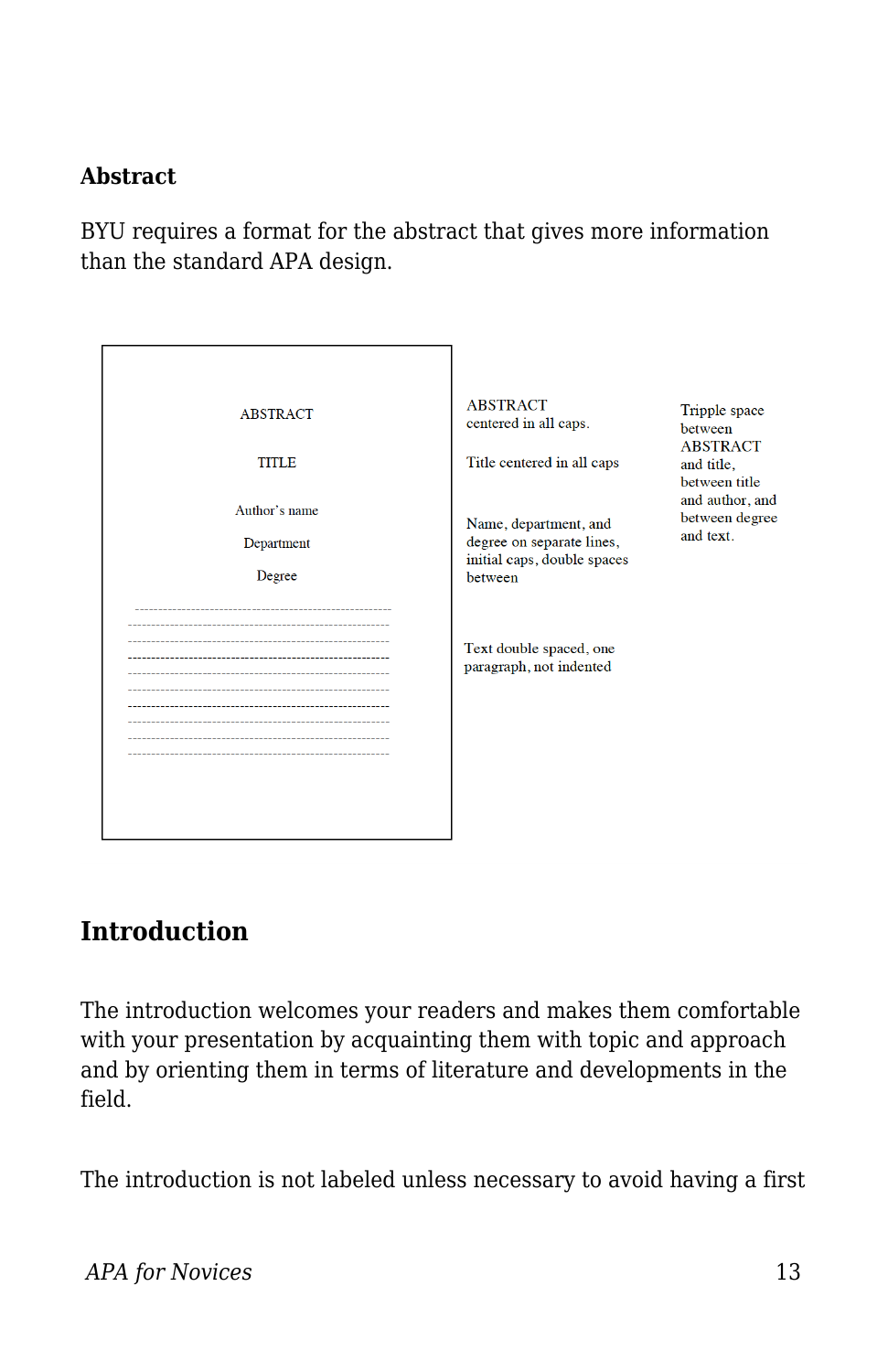## Abstract

BYU requires a format for the abstract that gives more information than the standard APA design.

ABSTRACT

TITLE

Author's name

Department

Degree

ABSTRACT centered in all caps.

Title centered in all caps

Name, department, and degree on separate lines, initial caps, double spaces between

Text double spaced, one paragraph, not indented

Tripple space between ABSTRACT and title, between title and author, and between degree and text.

## Introduction

The introduction welcomes your readers and makes them comfortable with your presentation by acquainting them with topic and approach and by orienting them in terms of literature and developments in the field.

The introduction is not labeled unless necessary to avoid having a first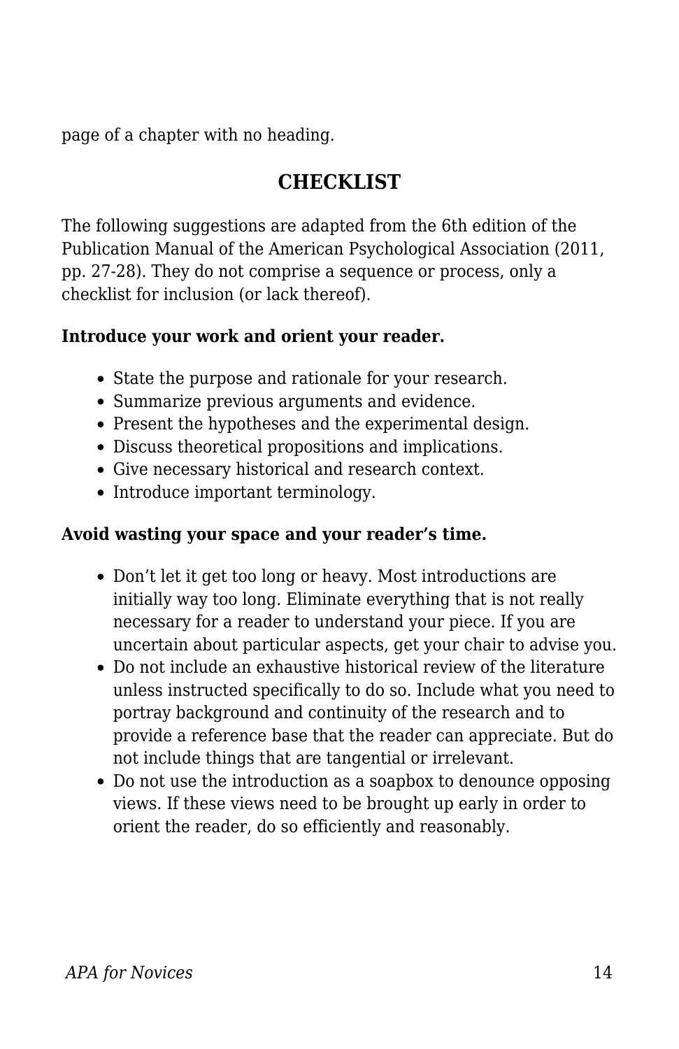page of a chapter with no heading.

## CHECKLIST

The following suggestions are adapted from the 6th edition of the Publication Manual of the American Psychological Association (2011, pp. 27-28). They do not comprise a sequence or process, only a checklist for inclusion (or lack thereof).

**Introduce your work and orient your reader.**

- State the purpose and rationale for your research.
- Summarize previous arguments and evidence.
- Present the hypotheses and the experimental design.
- Discuss theoretical propositions and implications.
- Give necessary historical and research context.
- Introduce important terminology.

**Avoid wasting your space and your reader's time.**

- Don't let it get too long or heavy. Most introductions are initially way too long. Eliminate everything that is not really necessary for a reader to understand your piece. If you are uncertain about particular aspects, get your chair to advise you.
- Do not include an exhaustive historical review of the literature unless instructed specifically to do so. Include what you need to portray background and continuity of the research and to provide a reference base that the reader can appreciate. But do not include things that are tangential or irrelevant.
- Do not use the introduction as a soapbox to denounce opposing views. If these views need to be brought up early in order to orient the reader, do so efficiently and reasonably.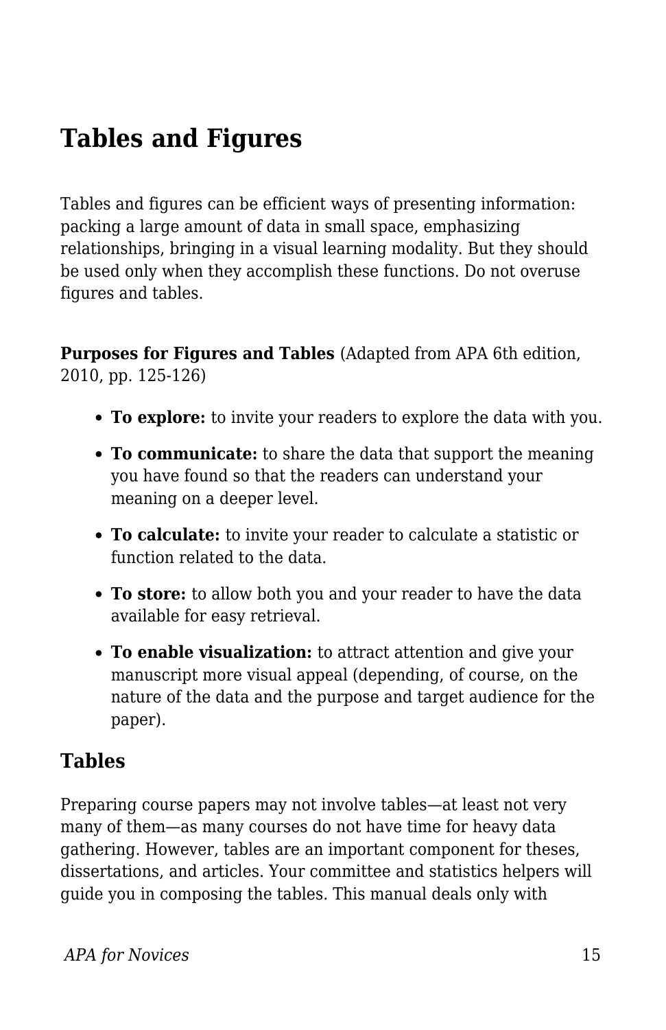# Tables and Figures

Tables and figures can be efficient ways of presenting information: packing a large amount of data in small space, emphasizing relationships, bringing in a visual learning modality. But they should be used only when they accomplish these functions. Do not overuse figures and tables.

**Purposes for Figures and Tables** (Adapted from APA 6th edition, 2010, pp. 125-126)

- **To explore:** to invite your readers to explore the data with you.
- **To communicate:** to share the data that support the meaning you have found so that the readers can understand your meaning on a deeper level.
- **To calculate:** to invite your reader to calculate a statistic or function related to the data.
- **To store:** to allow both you and your reader to have the data available for easy retrieval.
- **To enable visualization:** to attract attention and give your manuscript more visual appeal (depending, of course, on the nature of the data and the purpose and target audience for the paper).

## Tables

Preparing course papers may not involve tables—at least not very many of them—as many courses do not have time for heavy data gathering. However, tables are an important component for theses, dissertations, and articles. Your committee and statistics helpers will guide you in composing the tables. This manual deals only with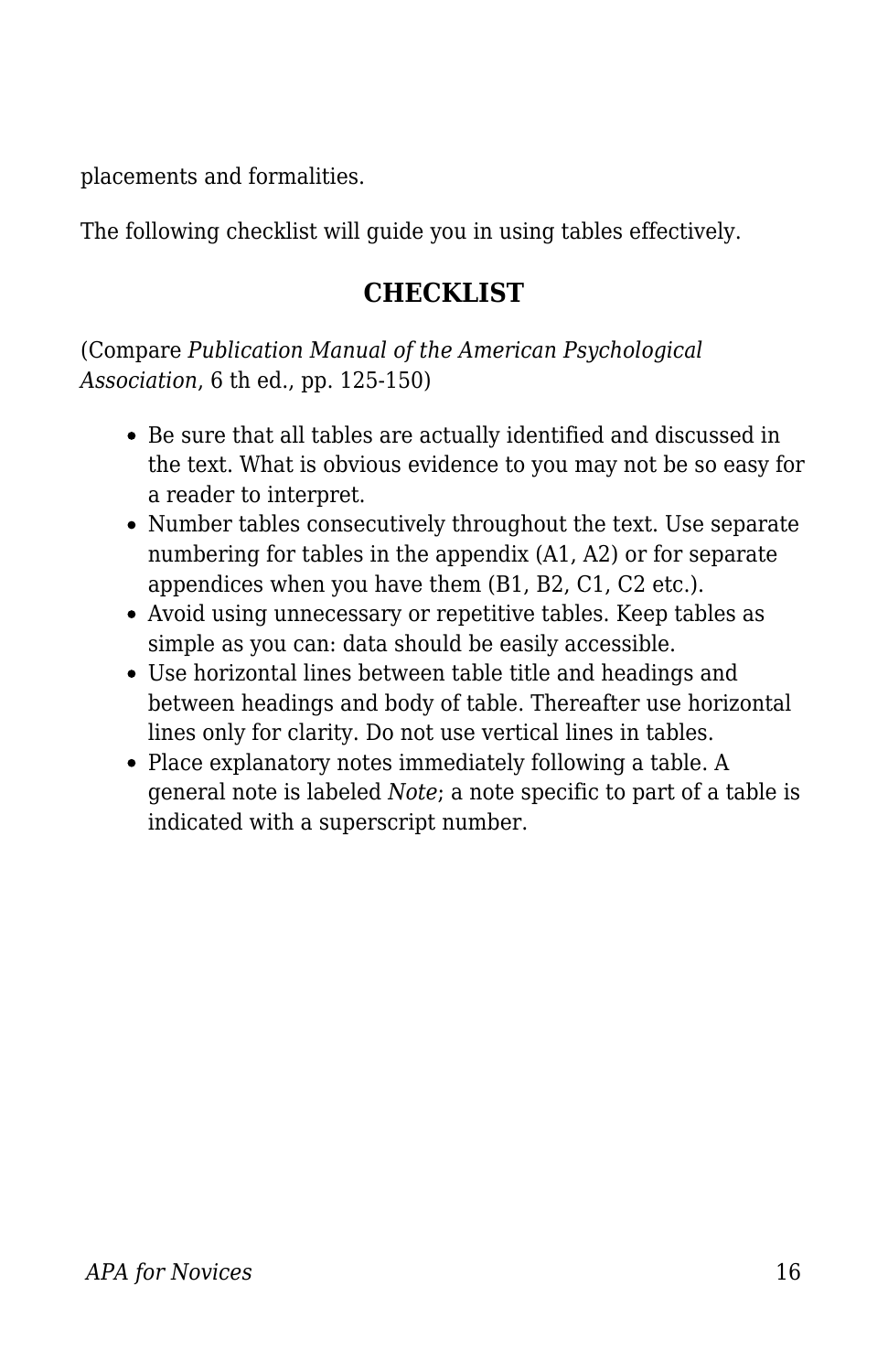placements and formalities.

The following checklist will guide you in using tables effectively.

## CHECKLIST

(Compare *Publication Manual of the American Psychological Association*, 6 th ed., pp. 125-150)

- Be sure that all tables are actually identified and discussed in the text. What is obvious evidence to you may not be so easy for a reader to interpret.
- Number tables consecutively throughout the text. Use separate numbering for tables in the appendix (A1, A2) or for separate appendices when you have them (B1, B2, C1, C2 etc.).
- Avoid using unnecessary or repetitive tables. Keep tables as simple as you can: data should be easily accessible.
- Use horizontal lines between table title and headings and between headings and body of table. Thereafter use horizontal lines only for clarity. Do not use vertical lines in tables.
- Place explanatory notes immediately following a table. A general note is labeled *Note*; a note specific to part of a table is indicated with a superscript number.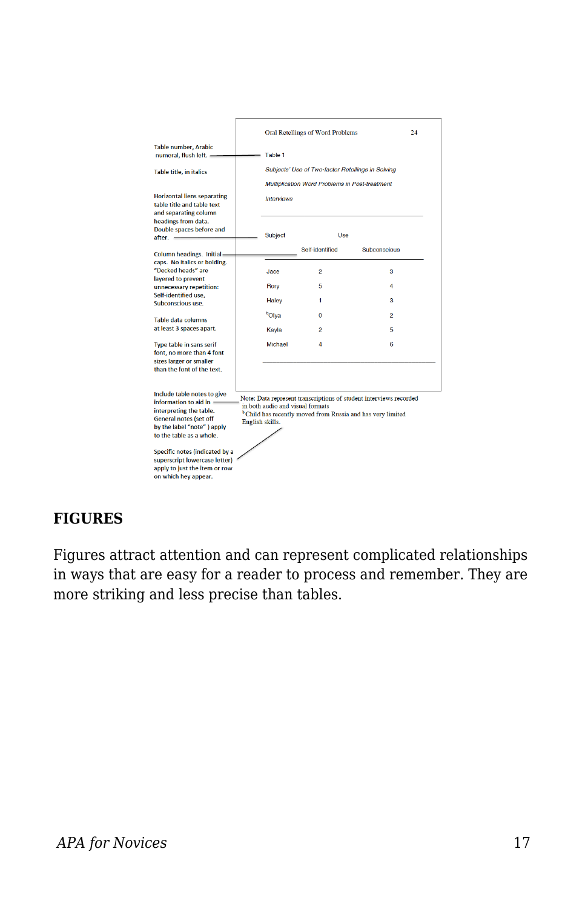Table number, Arabic numeral, flush left.

Table title, in italics

Horizontal liens separating table title and table text and separating column headings from data. Double spaces before and after.

Column headings. Initial caps. No italics or bolding. "Decked heads" are layered to prevent unnecessary repetition: Self-identified use, Subconscious use.

Table data columns at least 3 spaces apart.

Type table in sans serif font, no more than 4 font sizes larger or smaller than the font of the text.

Include table notes to give information to aid in interpreting the table. General notes (set off by the label "note" ) apply to the table as a whole.

Specific notes (indicated by a superscript lowercase letter) apply to just the item or row on which hey appear.

Oral Retellings of Word Problems 24

Table 1

*Subjects' Use of Two-factor Retellings in Solving Multiplication Word Problems in Post-treatment Interviews*

| Subject | Use | |
|---|---|---|
| | Self-identified | Subconscious |
| Jace | 2 | 3 |
| Rory | 5 | 4 |
| Haley | 1 | 3 |
| [b]Olya | 0 | 2 |
| Kayla | 2 | 5 |
| Michael | 4 | 6 |

Note: Data represent transcriptions of student interviews recorded in both audio and visual formats

[b]Child has recently moved from Russia and has very limited English skills.

## FIGURES

Figures attract attention and can represent complicated relationships in ways that are easy for a reader to process and remember. They are more striking and less precise than tables.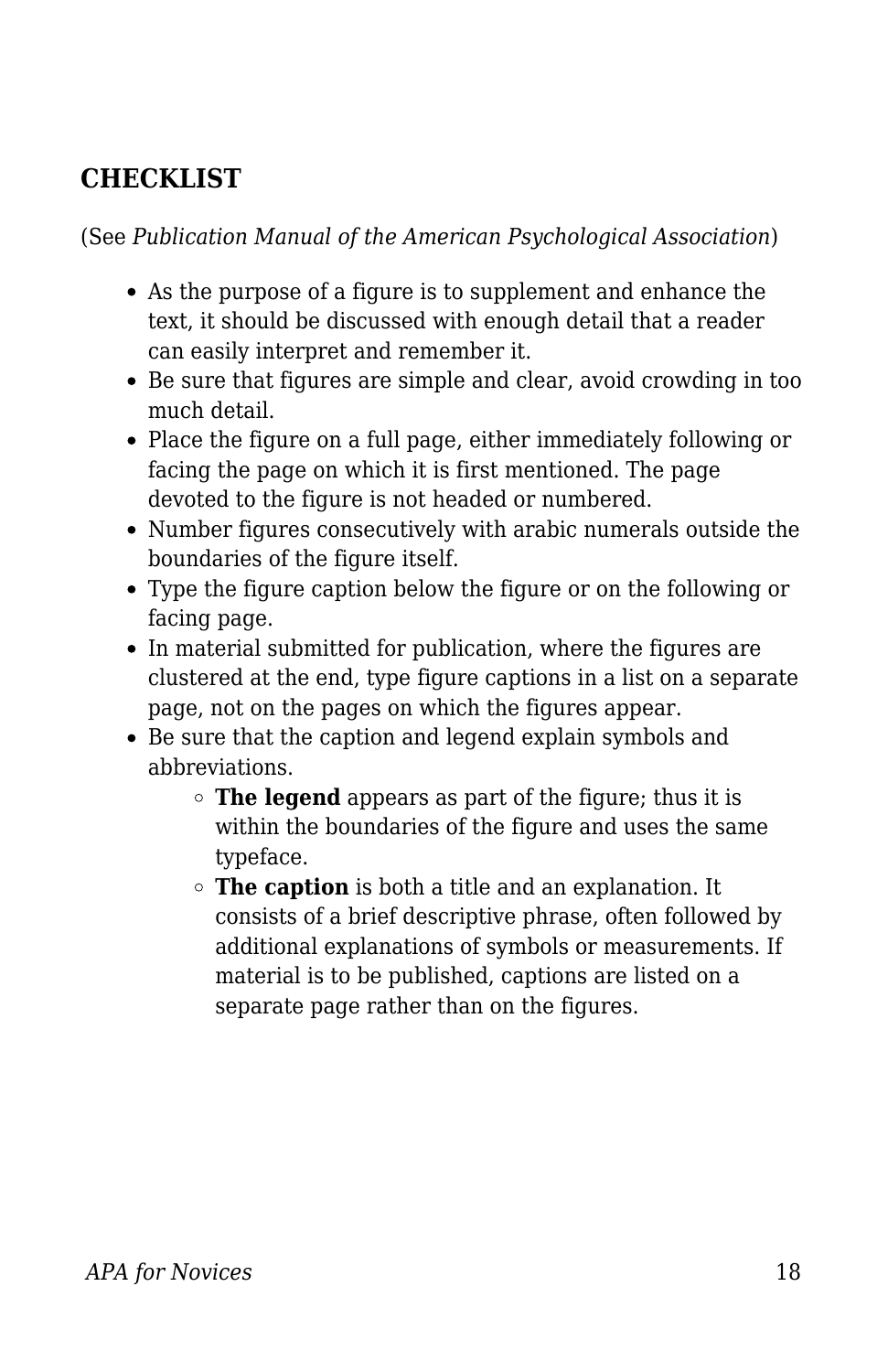## CHECKLIST

(See *Publication Manual of the American Psychological Association*)

- As the purpose of a figure is to supplement and enhance the text, it should be discussed with enough detail that a reader can easily interpret and remember it.
- Be sure that figures are simple and clear, avoid crowding in too much detail.
- Place the figure on a full page, either immediately following or facing the page on which it is first mentioned. The page devoted to the figure is not headed or numbered.
- Number figures consecutively with arabic numerals outside the boundaries of the figure itself.
- Type the figure caption below the figure or on the following or facing page.
- In material submitted for publication, where the figures are clustered at the end, type figure captions in a list on a separate page, not on the pages on which the figures appear.
- Be sure that the caption and legend explain symbols and abbreviations.
    - **The legend** appears as part of the figure; thus it is within the boundaries of the figure and uses the same typeface.
    - **The caption** is both a title and an explanation. It consists of a brief descriptive phrase, often followed by additional explanations of symbols or measurements. If material is to be published, captions are listed on a separate page rather than on the figures.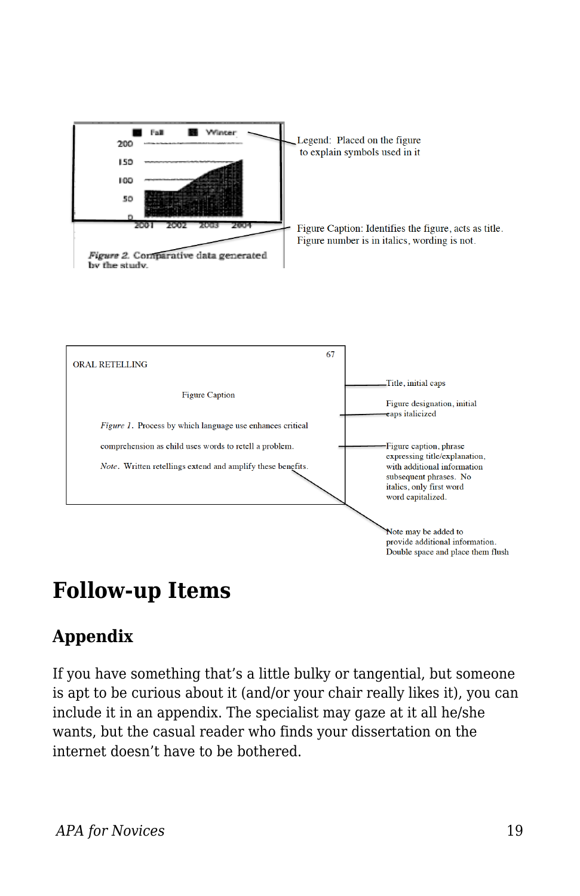Legend: Placed on the figure to explain symbols used in it

Figure Caption: Identifies the figure, acts as title. Figure number is in italics, wording is not.

*Figure 2.* Comparative data generated by the study.

ORAL RETELLING

Figure Caption

*Figure 1.* Process by which language use enhances critical comprehension as child uses words to retell a problem.

*Note.* Written retellings extend and amplify these benefits.

Title, initial caps

Figure designation, initial caps italicized

Figure caption, phrase expressing title/explanation, with additional information subsequent phrases. No italics, only first word word capitalized.

Note may be added to provide additional information. Double space and place them flush

# Follow-up Items

## Appendix

If you have something that's a little bulky or tangential, but someone is apt to be curious about it (and/or your chair really likes it), you can include it in an appendix. The specialist may gaze at it all he/she wants, but the casual reader who finds your dissertation on the internet doesn't have to be bothered.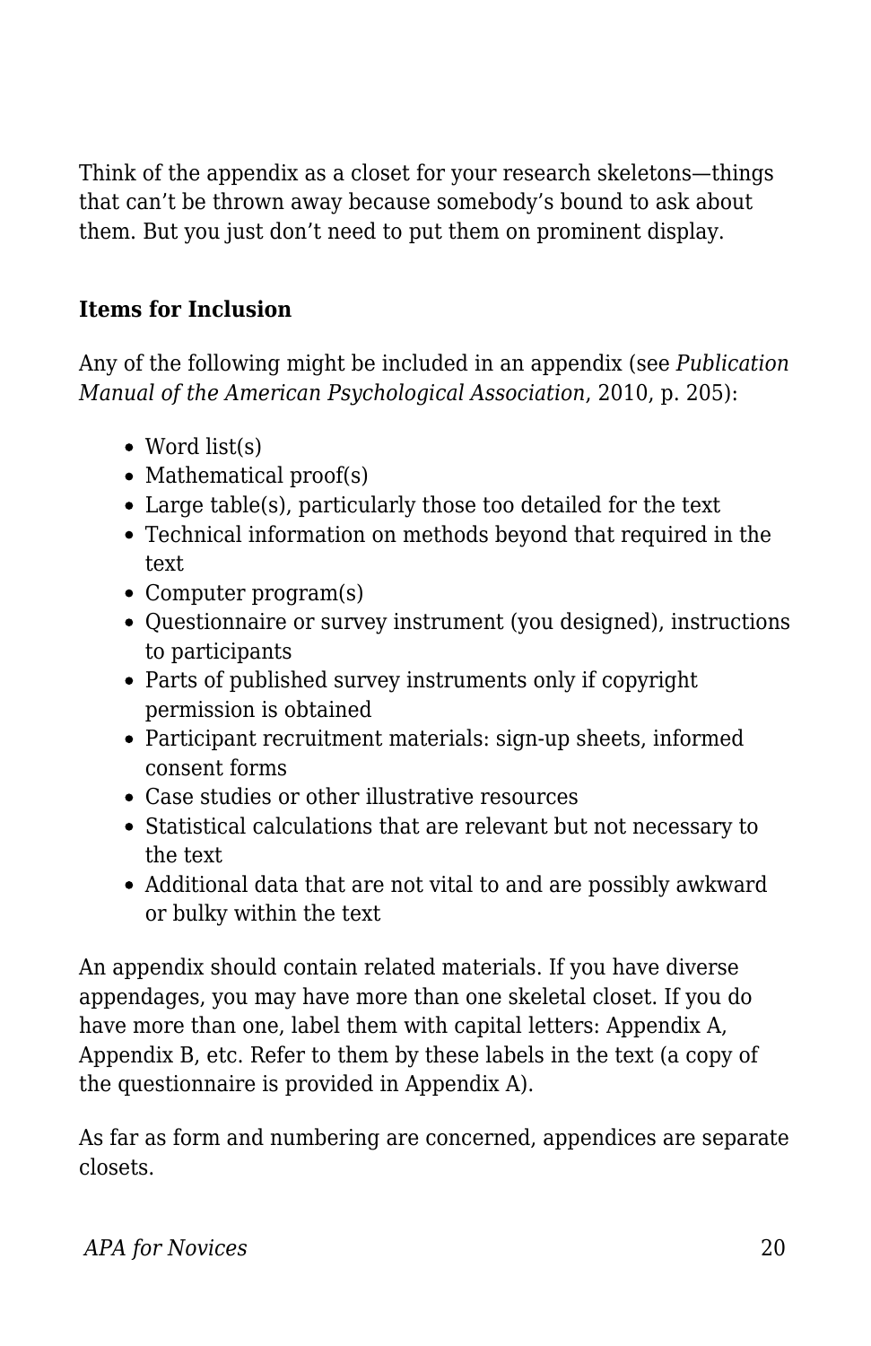Think of the appendix as a closet for your research skeletons—things that can't be thrown away because somebody's bound to ask about them. But you just don't need to put them on prominent display.

**Items for Inclusion**

Any of the following might be included in an appendix (see *Publication Manual of the American Psychological Association*, 2010, p. 205):

- Word list(s)
- Mathematical proof(s)
- Large table(s), particularly those too detailed for the text
- Technical information on methods beyond that required in the text
- Computer program(s)
- Questionnaire or survey instrument (you designed), instructions to participants
- Parts of published survey instruments only if copyright permission is obtained
- Participant recruitment materials: sign-up sheets, informed consent forms
- Case studies or other illustrative resources
- Statistical calculations that are relevant but not necessary to the text
- Additional data that are not vital to and are possibly awkward or bulky within the text

An appendix should contain related materials. If you have diverse appendages, you may have more than one skeletal closet. If you do have more than one, label them with capital letters: Appendix A, Appendix B, etc. Refer to them by these labels in the text (a copy of the questionnaire is provided in Appendix A).

As far as form and numbering are concerned, appendices are separate closets.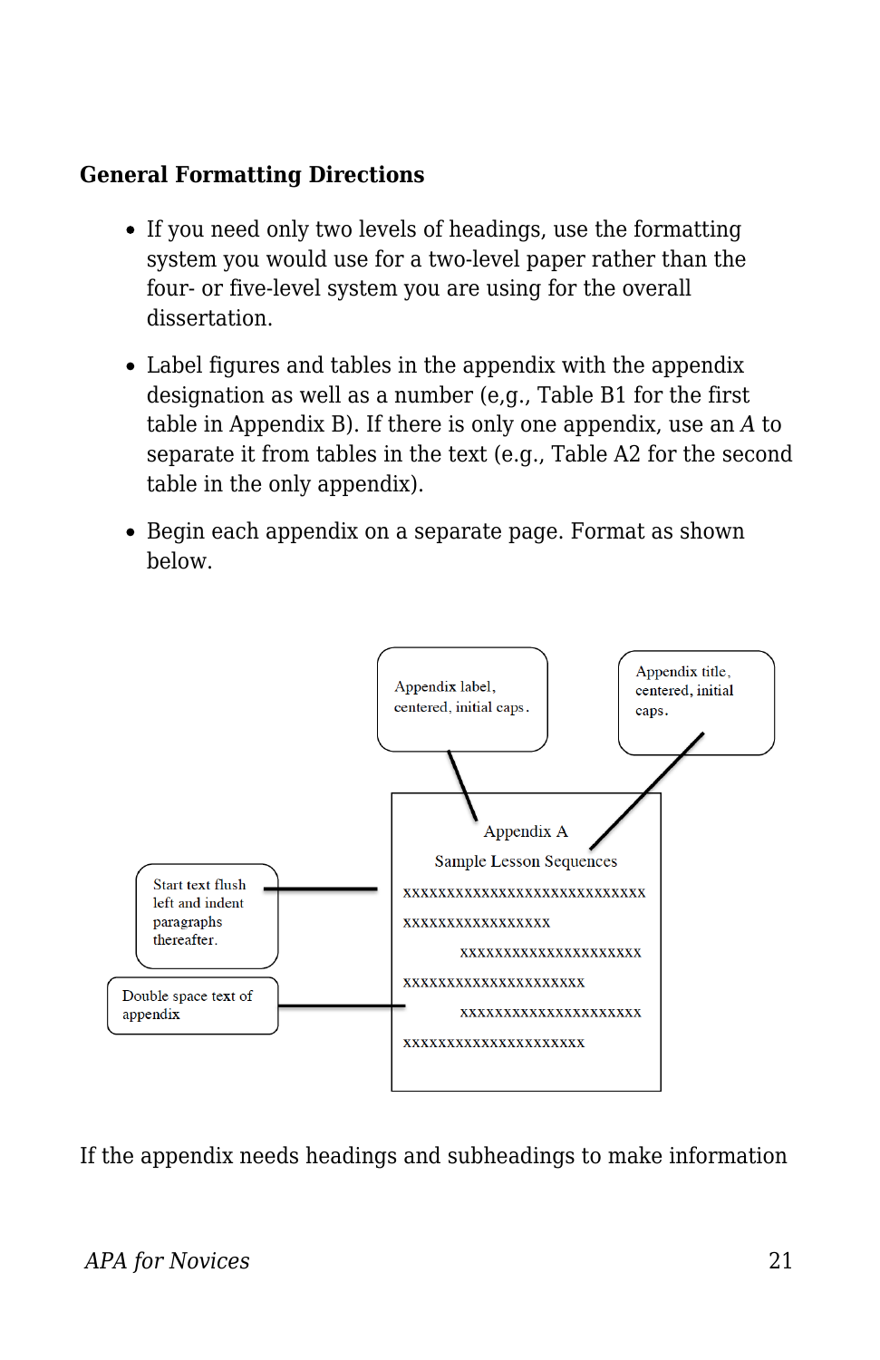**General Formatting Directions**

- If you need only two levels of headings, use the formatting system you would use for a two-level paper rather than the four- or five-level system you are using for the overall dissertation.
- Label figures and tables in the appendix with the appendix designation as well as a number (e,g., Table B1 for the first table in Appendix B). If there is only one appendix, use an *A* to separate it from tables in the text (e.g., Table A2 for the second table in the only appendix).
- Begin each appendix on a separate page. Format as shown below.

Appendix label, centered, initial caps.

Appendix title, centered, initial caps.

Start text flush left and indent paragraphs thereafter.

Double space text of appendix

Appendix A

Sample Lesson Sequences

xxxxxxxxxxxxxxxxxxxxxxxxxxxxx
xxxxxxxxxxxxxxxxx
xxxxxxxxxxxxxxxxxxxxx
xxxxxxxxxxxxxxxxxxxxx
xxxxxxxxxxxxxxxxxxxxx
xxxxxxxxxxxxxxxxxxxxx

If the appendix needs headings and subheadings to make information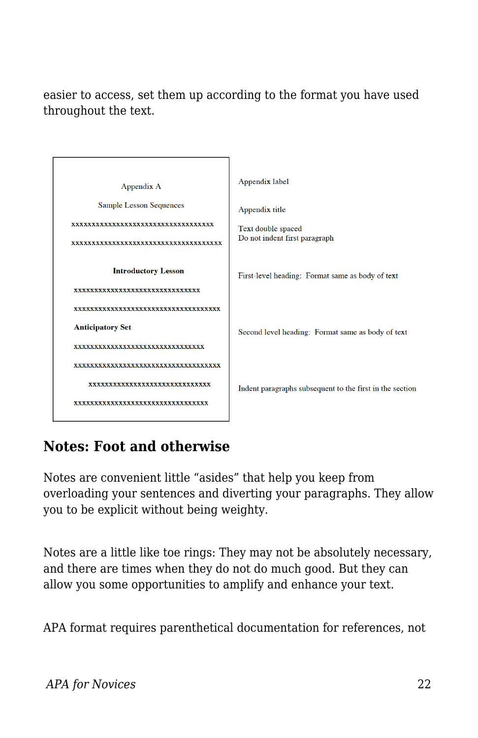easier to access, set them up according to the format you have used throughout the text.

| | |
|---|---|
| Appendix A | Appendix label |
| Sample Lesson Sequences | Appendix title |
| xxxxxxxxxxxxxxxxxxxxxxxxxxxxxxxxxxx<br>xxxxxxxxxxxxxxxxxxxxxxxxxxxxxxxxxxxxx | Text double spaced<br>Do not indent first paragraph |
| **Introductory Lesson** | First-level heading: Format same as body of text |
| xxxxxxxxxxxxxxxxxxxxxxxxxxxxxx<br>xxxxxxxxxxxxxxxxxxxxxxxxxxxxxxxxxxxx | |
| **Anticipatory Set** | Second level heading: Format same as body of text |
| xxxxxxxxxxxxxxxxxxxxxxxxxxxxxxxx<br>xxxxxxxxxxxxxxxxxxxxxxxxxxxxxxxxxxxx | |
| xxxxxxxxxxxxxxxxxxxxxxxxxxxxxx<br>xxxxxxxxxxxxxxxxxxxxxxxxxxxxxxxxx | Indent paragraphs subsequent to the first in the section |

## Notes: Foot and otherwise

Notes are convenient little "asides" that help you keep from overloading your sentences and diverting your paragraphs. They allow you to be explicit without being weighty.

Notes are a little like toe rings: They may not be absolutely necessary, and there are times when they do not do much good. But they can allow you some opportunities to amplify and enhance your text.

APA format requires parenthetical documentation for references, not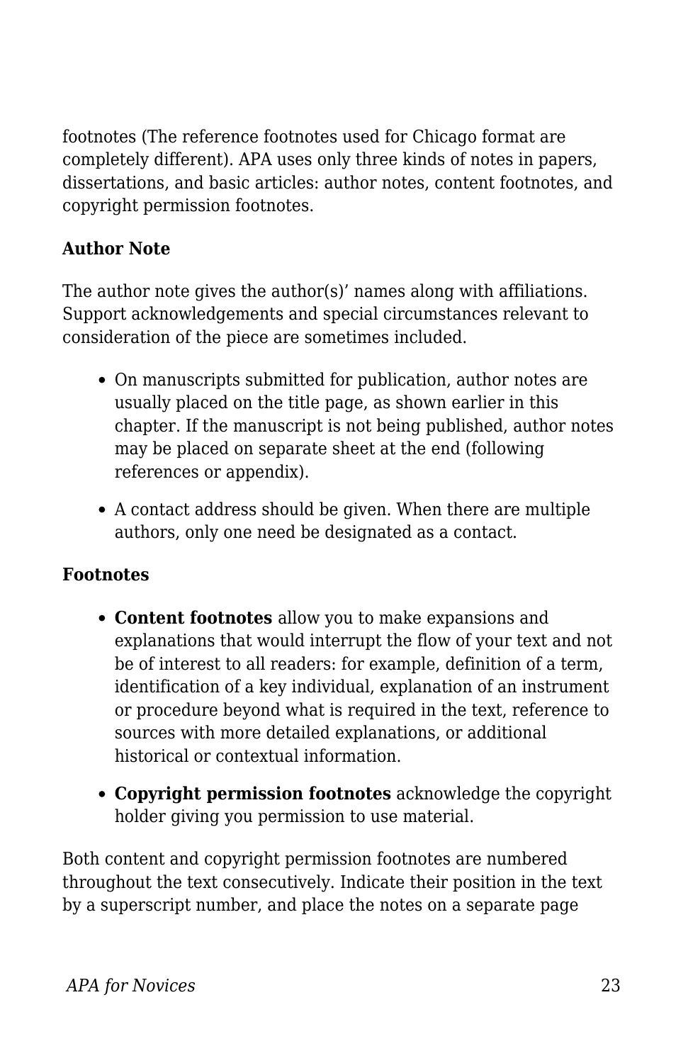footnotes (The reference footnotes used for Chicago format are completely different). APA uses only three kinds of notes in papers, dissertations, and basic articles: author notes, content footnotes, and copyright permission footnotes.

**Author Note**

The author note gives the author(s)' names along with affiliations. Support acknowledgements and special circumstances relevant to consideration of the piece are sometimes included.

- On manuscripts submitted for publication, author notes are usually placed on the title page, as shown earlier in this chapter. If the manuscript is not being published, author notes may be placed on separate sheet at the end (following references or appendix).
- A contact address should be given. When there are multiple authors, only one need be designated as a contact.

**Footnotes**

- **Content footnotes** allow you to make expansions and explanations that would interrupt the flow of your text and not be of interest to all readers: for example, definition of a term, identification of a key individual, explanation of an instrument or procedure beyond what is required in the text, reference to sources with more detailed explanations, or additional historical or contextual information.
- **Copyright permission footnotes** acknowledge the copyright holder giving you permission to use material.

Both content and copyright permission footnotes are numbered throughout the text consecutively. Indicate their position in the text by a superscript number, and place the notes on a separate page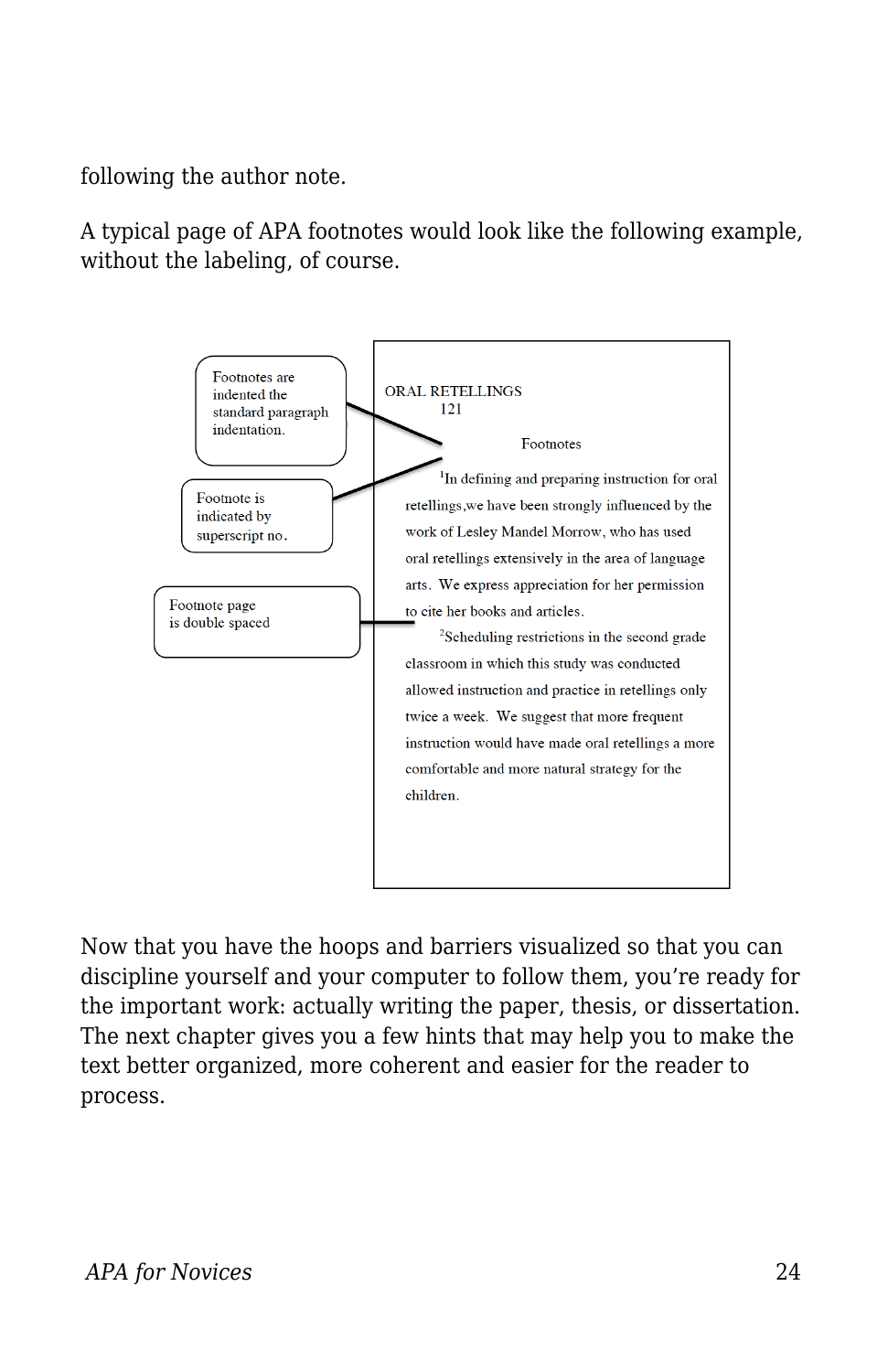following the author note.

A typical page of APA footnotes would look like the following example, without the labeling, of course.

Footnotes are indented the standard paragraph indentation.

Footnote is indicated by superscript no.

Footnote page is double spaced

ORAL RETELLINGS
121

Footnotes

[1]In defining and preparing instruction for oral retellings,we have been strongly influenced by the work of Lesley Mandel Morrow, who has used oral retellings extensively in the area of language arts. We express appreciation for her permission to cite her books and articles.

[2]Scheduling restrictions in the second grade classroom in which this study was conducted allowed instruction and practice in retellings only twice a week. We suggest that more frequent instruction would have made oral retellings a more comfortable and more natural strategy for the children.

Now that you have the hoops and barriers visualized so that you can discipline yourself and your computer to follow them, you're ready for the important work: actually writing the paper, thesis, or dissertation. The next chapter gives you a few hints that may help you to make the text better organized, more coherent and easier for the reader to process.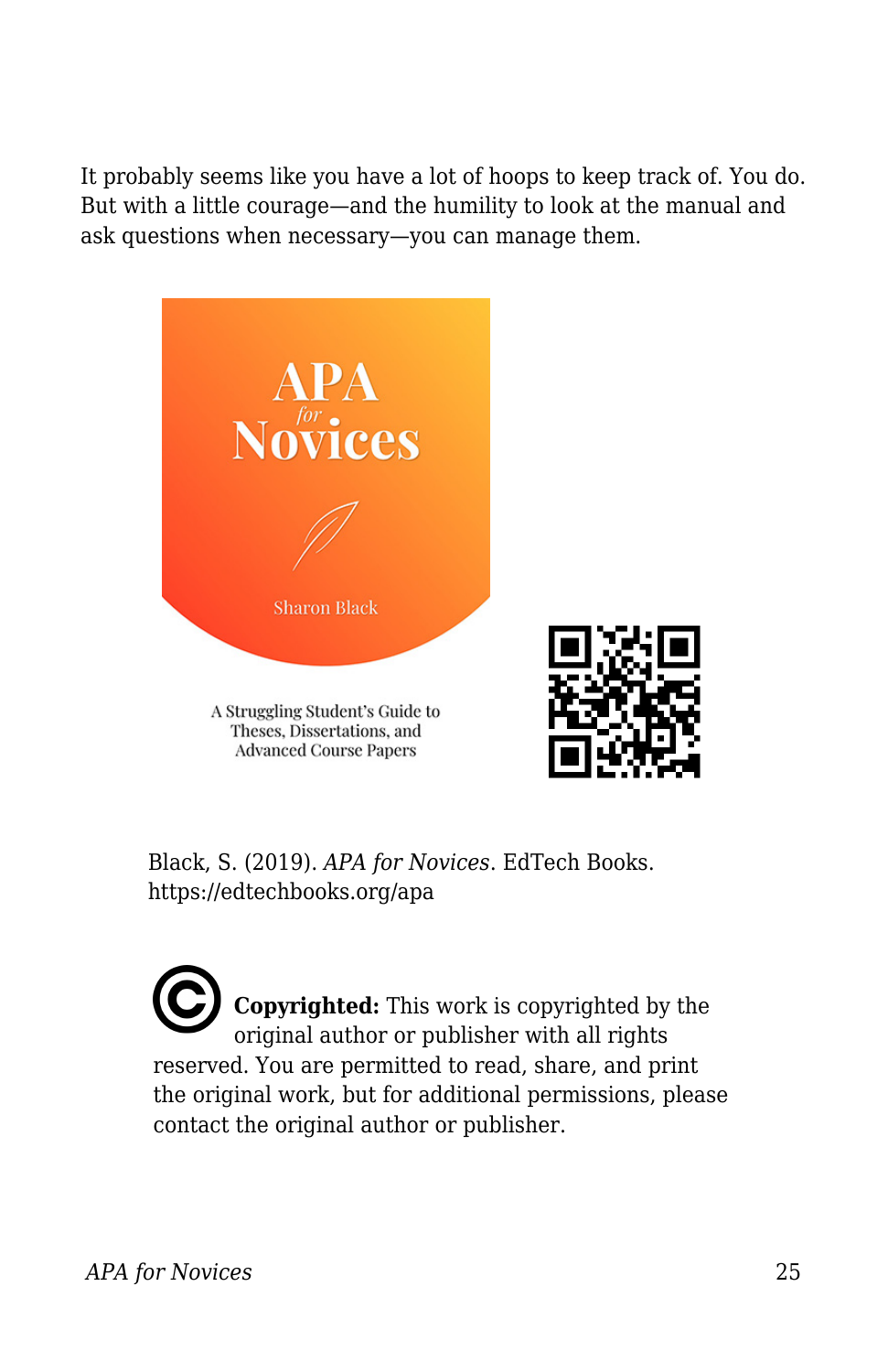It probably seems like you have a lot of hoops to keep track of. You do. But with a little courage—and the humility to look at the manual and ask questions when necessary—you can manage them.

Black, S. (2019). *APA for Novices*. EdTech Books. https://edtechbooks.org/apa

**Copyrighted:** This work is copyrighted by the original author or publisher with all rights reserved. You are permitted to read, share, and print the original work, but for additional permissions, please contact the original author or publisher.